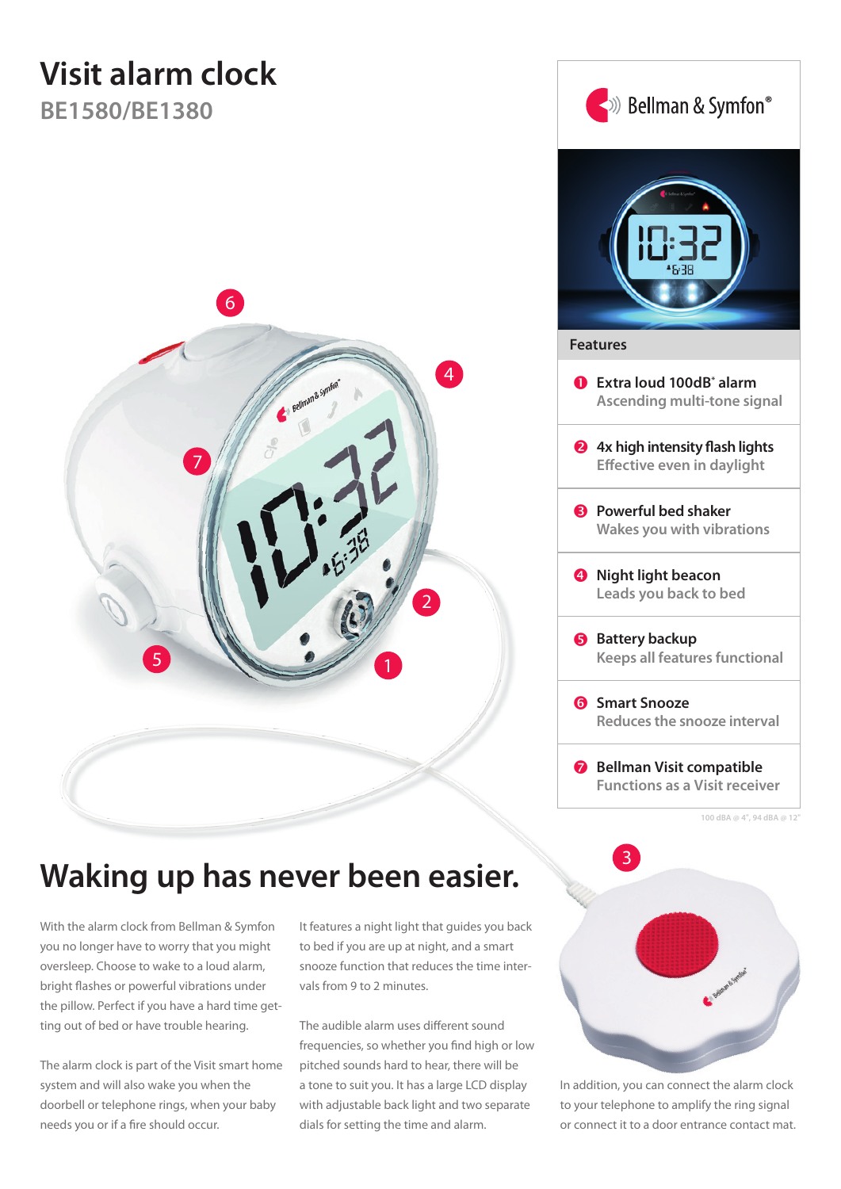# Visit alarm clock

## BE1580/BE1380

Bellman & Symfon®

### Features

1. **Extra loud 100dB* alarm**
   Ascending multi-tone signal
2. **4x high intensity flash lights**
   Effective even in daylight
3. **Powerful bed shaker**
   Wakes you with vibrations
4. **Night light beacon**
   Leads you back to bed
5. **Battery backup**
   Keeps all features functional
6. **Smart Snooze**
   Reduces the snooze interval
7. **Bellman Visit compatible**
   Functions as a Visit receiver

*100 dBA @ 4", 94 dBA @ 12"

# Waking up has never been easier.

With the alarm clock from Bellman & Symfon you no longer have to worry that you might oversleep. Choose to wake to a loud alarm, bright flashes or powerful vibrations under the pillow. Perfect if you have a hard time getting out of bed or have trouble hearing.

The alarm clock is part of the Visit smart home system and will also wake you when the doorbell or telephone rings, when your baby needs you or if a fire should occur.

It features a night light that guides you back to bed if you are up at night, and a smart snooze function that reduces the time intervals from 9 to 2 minutes.

The audible alarm uses different sound frequencies, so whether you find high or low pitched sounds hard to hear, there will be a tone to suit you. It has a large LCD display with adjustable back light and two separate dials for setting the time and alarm.

In addition, you can connect the alarm clock to your telephone to amplify the ring signal or connect it to a door entrance contact mat.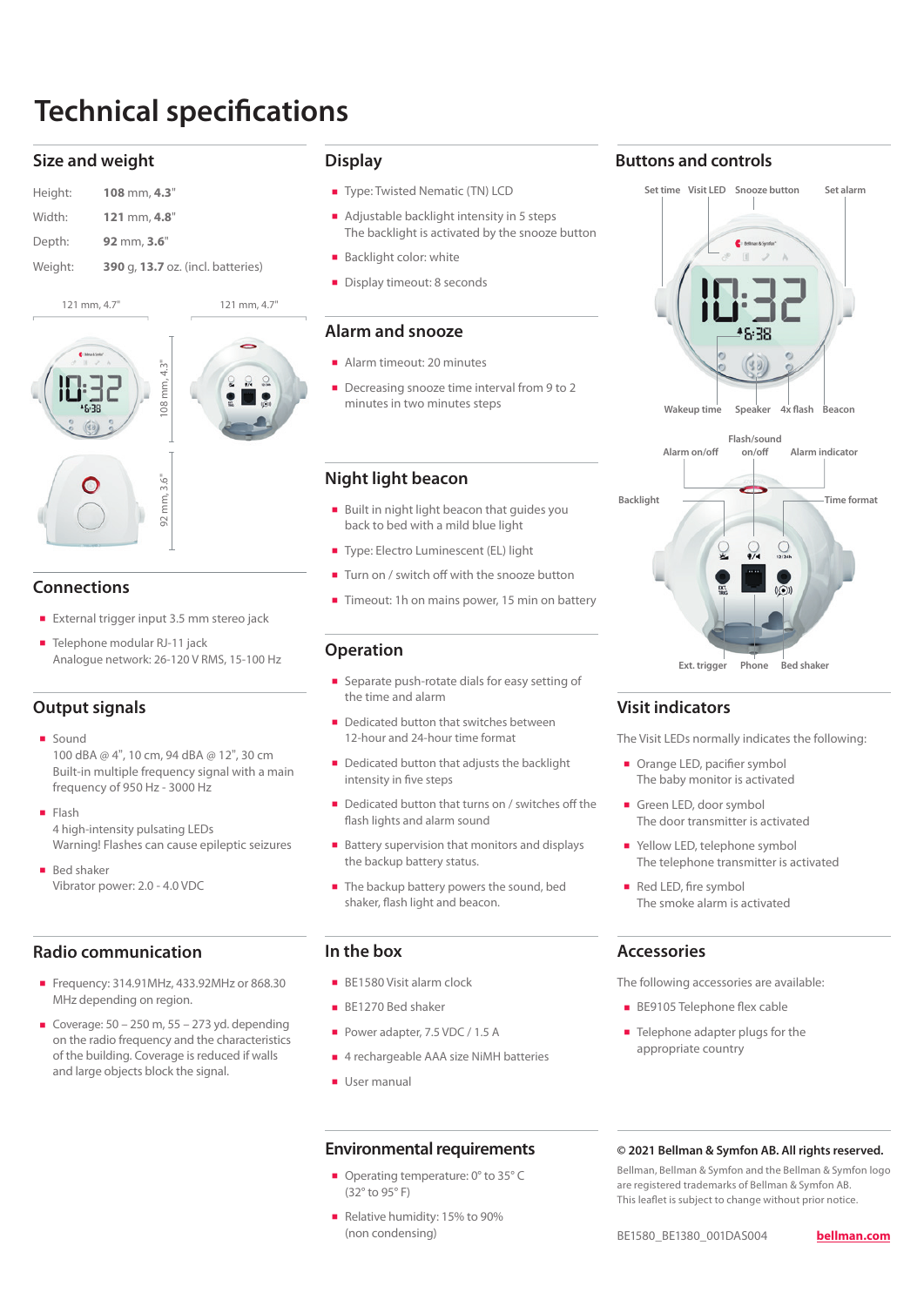# Technical specifications

## Size and weight

Height: **108** mm, **4.3**"

Width: **121** mm, **4.8**"

Depth: **92** mm, **3.6**"

Weight: **390** g, **13.7** oz. (incl. batteries)

121 mm, 4.7"
121 mm, 4.7"
108 mm, 4.3"
92 mm, 3.6"

## Connections

- External trigger input 3.5 mm stereo jack
- Telephone modular RJ-11 jack
  Analogue network: 26-120 V RMS, 15-100 Hz

## Output signals

- Sound
  100 dBA @ 4", 10 cm, 94 dBA @ 12", 30 cm
  Built-in multiple frequency signal with a main frequency of 950 Hz - 3000 Hz
- Flash
  4 high-intensity pulsating LEDs
  Warning! Flashes can cause epileptic seizures
- Bed shaker
  Vibrator power: 2.0 - 4.0 VDC

## Radio communication

- Frequency: 314.91MHz, 433.92MHz or 868.30 MHz depending on region.
- Coverage: 50 – 250 m, 55 – 273 yd. depending on the radio frequency and the characteristics of the building. Coverage is reduced if walls and large objects block the signal.

## Display

- Type: Twisted Nematic (TN) LCD
- Adjustable backlight intensity in 5 steps
  The backlight is activated by the snooze button
- Backlight color: white
- Display timeout: 8 seconds

## Alarm and snooze

- Alarm timeout: 20 minutes
- Decreasing snooze time interval from 9 to 2 minutes in two minutes steps

## Night light beacon

- Built in night light beacon that guides you back to bed with a mild blue light
- Type: Electro Luminescent (EL) light
- Turn on / switch off with the snooze button
- Timeout: 1h on mains power, 15 min on battery

## Operation

- Separate push-rotate dials for easy setting of the time and alarm
- Dedicated button that switches between 12-hour and 24-hour time format
- Dedicated button that adjusts the backlight intensity in five steps
- Dedicated button that turns on / switches off the flash lights and alarm sound
- Battery supervision that monitors and displays the backup battery status.
- The backup battery powers the sound, bed shaker, flash light and beacon.

## In the box

- BE1580 Visit alarm clock
- BE1270 Bed shaker
- Power adapter, 7.5 VDC / 1.5 A
- 4 rechargeable AAA size NiMH batteries
- User manual

## Environmental requirements

- Operating temperature: 0° to 35° C (32° to 95° F)
- Relative humidity: 15% to 90% (non condensing)

## Buttons and controls

Set time
Visit LED
Snooze button
Set alarm
Wakeup time
Speaker
4x flash
Beacon

Alarm on/off
Flash/sound on/off
Alarm indicator
Backlight
Time format
Ext. trigger
Phone
Bed shaker

## Visit indicators

The Visit LEDs normally indicates the following:

- Orange LED, pacifier symbol
  The baby monitor is activated
- Green LED, door symbol
  The door transmitter is activated
- Yellow LED, telephone symbol
  The telephone transmitter is activated
- Red LED, fire symbol
  The smoke alarm is activated

## Accessories

The following accessories are available:

- BE9105 Telephone flex cable
- Telephone adapter plugs for the appropriate country

**© 2021 Bellman & Symfon AB. All rights reserved.**

Bellman, Bellman & Symfon and the Bellman & Symfon logo are registered trademarks of Bellman & Symfon AB.
This leaflet is subject to change without prior notice.

BE1580_BE1380_001DAS004

**bellman.com**